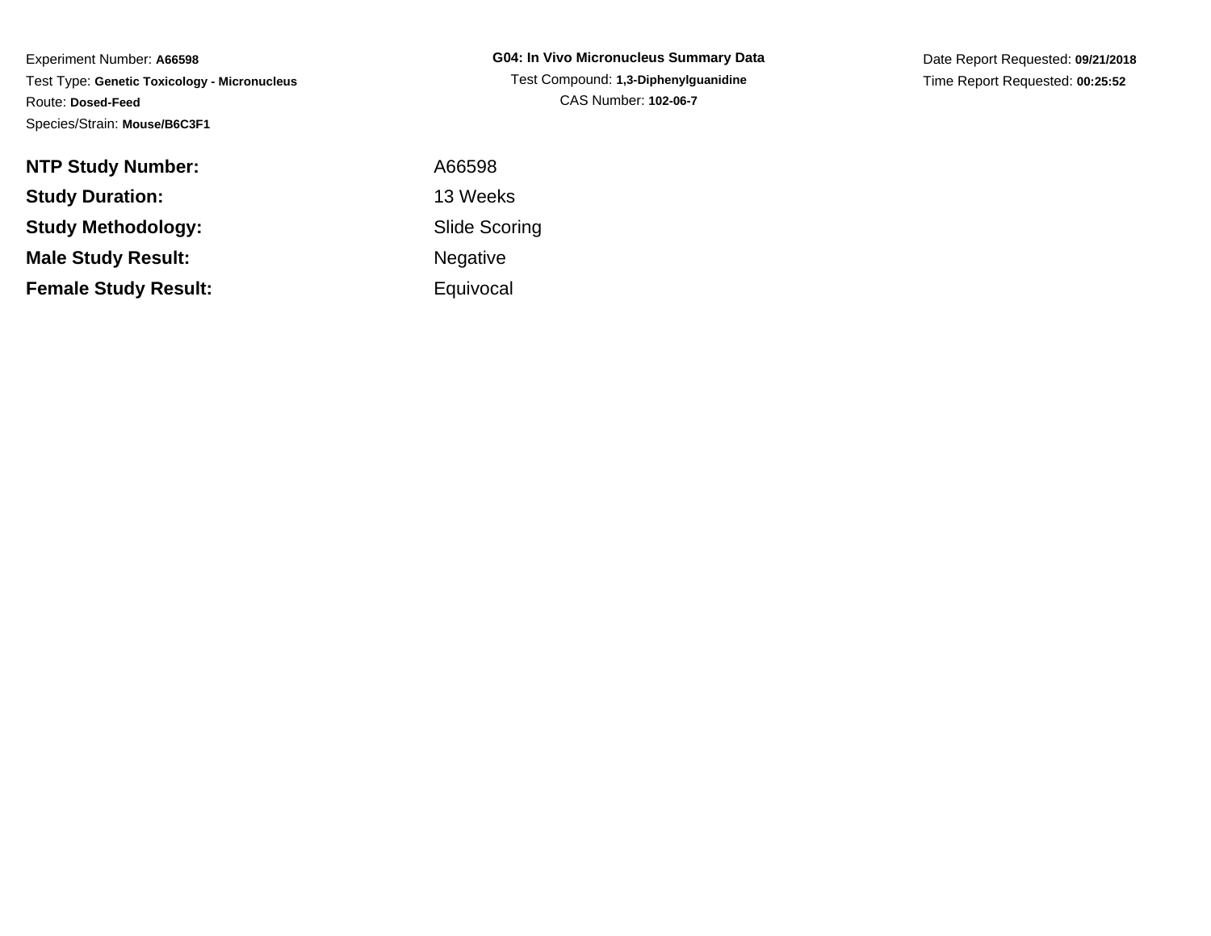Experiment Number: **A66598**
Test Type: **Genetic Toxicology - Micronucleus**
Route: **Dosed-Feed**
Species/Strain: **Mouse/B6C3F1**

**G04: In Vivo Micronucleus Summary Data**
Test Compound: **1,3-Diphenylguanidine**
CAS Number: **102-06-7**

Date Report Requested: **09/21/2018**
Time Report Requested: **00:25:52**

| | |
|---|---|
| **NTP Study Number:** | A66598 |
| **Study Duration:** | 13 Weeks |
| **Study Methodology:** | Slide Scoring |
| **Male Study Result:** | Negative |
| **Female Study Result:** | Equivocal |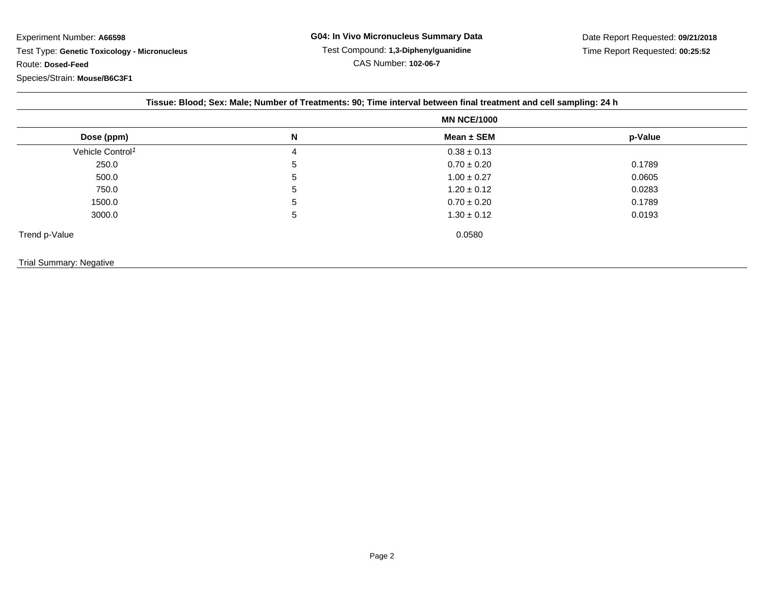Experiment Number: **A66598**

Test Type: **Genetic Toxicology - Micronucleus**

Route: **Dosed-Feed**

Species/Strain: **Mouse/B6C3F1**

**G04: In Vivo Micronucleus Summary Data**

Test Compound: **1,3-Diphenylguanidine**

CAS Number: **102-06-7**

Date Report Requested: **09/21/2018**

Time Report Requested: **00:25:52**

**Tissue: Blood; Sex: Male; Number of Treatments: 90; Time interval between final treatment and cell sampling: 24 h**

| | | MN NCE/1000 | |
|---|---|---|---|
| **Dose (ppm)** | **N** | **Mean ± SEM** | **p-Value** |
| Vehicle Control[1] | 4 | 0.38 ± 0.13 | |
| 250.0 | 5 | 0.70 ± 0.20 | 0.1789 |
| 500.0 | 5 | 1.00 ± 0.27 | 0.0605 |
| 750.0 | 5 | 1.20 ± 0.12 | 0.0283 |
| 1500.0 | 5 | 0.70 ± 0.20 | 0.1789 |
| 3000.0 | 5 | 1.30 ± 0.12 | 0.0193 |
| Trend p-Value | | 0.0580 | |

Trial Summary: Negative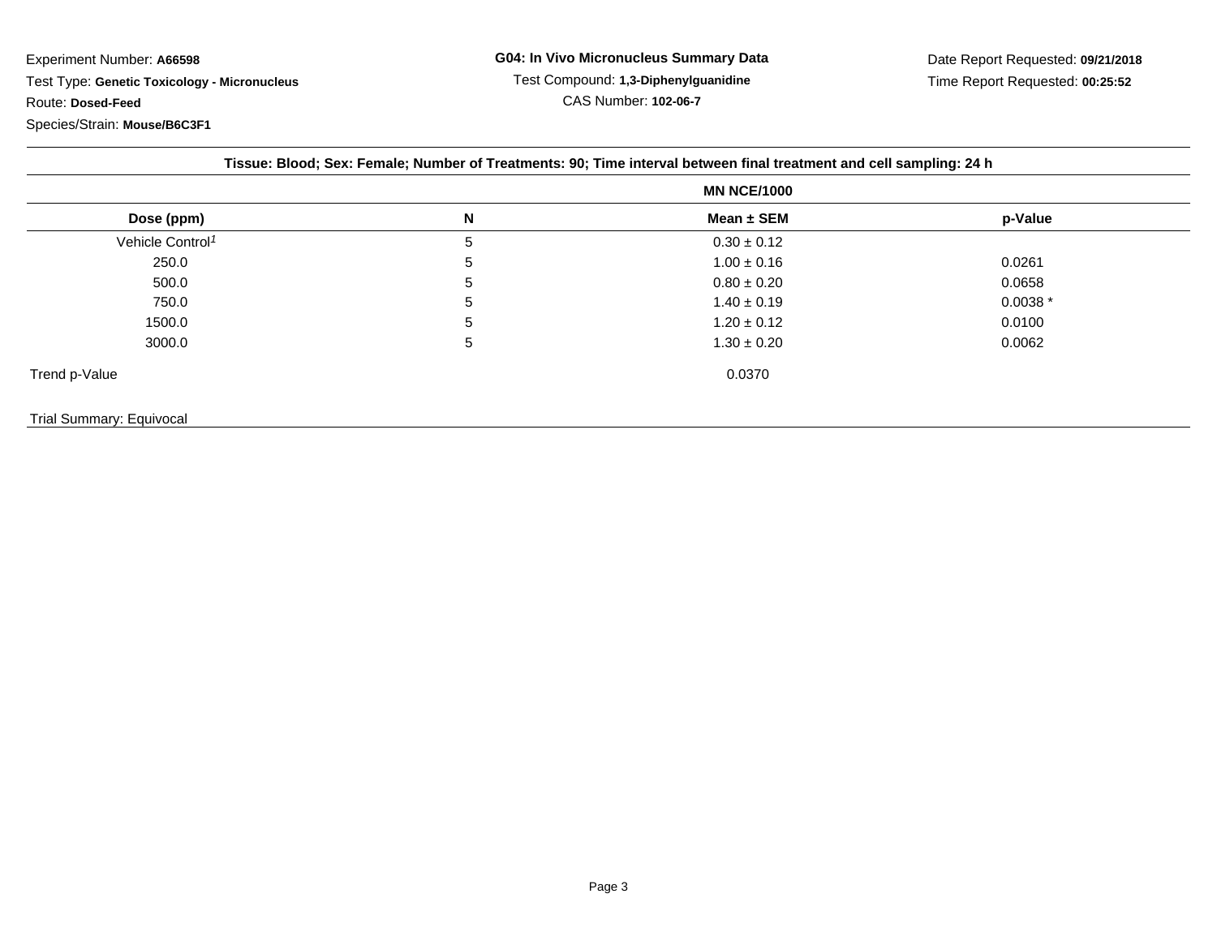Experiment Number: **A66598**

Test Type: **Genetic Toxicology - Micronucleus**

Route: **Dosed-Feed**

Species/Strain: **Mouse/B6C3F1**

**G04: In Vivo Micronucleus Summary Data**

Test Compound: **1,3-Diphenylguanidine**

CAS Number: **102-06-7**

Date Report Requested: **09/21/2018**

Time Report Requested: **00:25:52**

**Tissue: Blood; Sex: Female; Number of Treatments: 90; Time interval between final treatment and cell sampling: 24 h**

| | | MN NCE/1000 | |
|---|---|---|---|
| **Dose (ppm)** | **N** | **Mean ± SEM** | **p-Value** |
| Vehicle Control[1] | 5 | 0.30 ± 0.12 | |
| 250.0 | 5 | 1.00 ± 0.16 | 0.0261 |
| 500.0 | 5 | 0.80 ± 0.20 | 0.0658 |
| 750.0 | 5 | 1.40 ± 0.19 | 0.0038 * |
| 1500.0 | 5 | 1.20 ± 0.12 | 0.0100 |
| 3000.0 | 5 | 1.30 ± 0.20 | 0.0062 |
| Trend p-Value | | 0.0370 | |

Trial Summary: Equivocal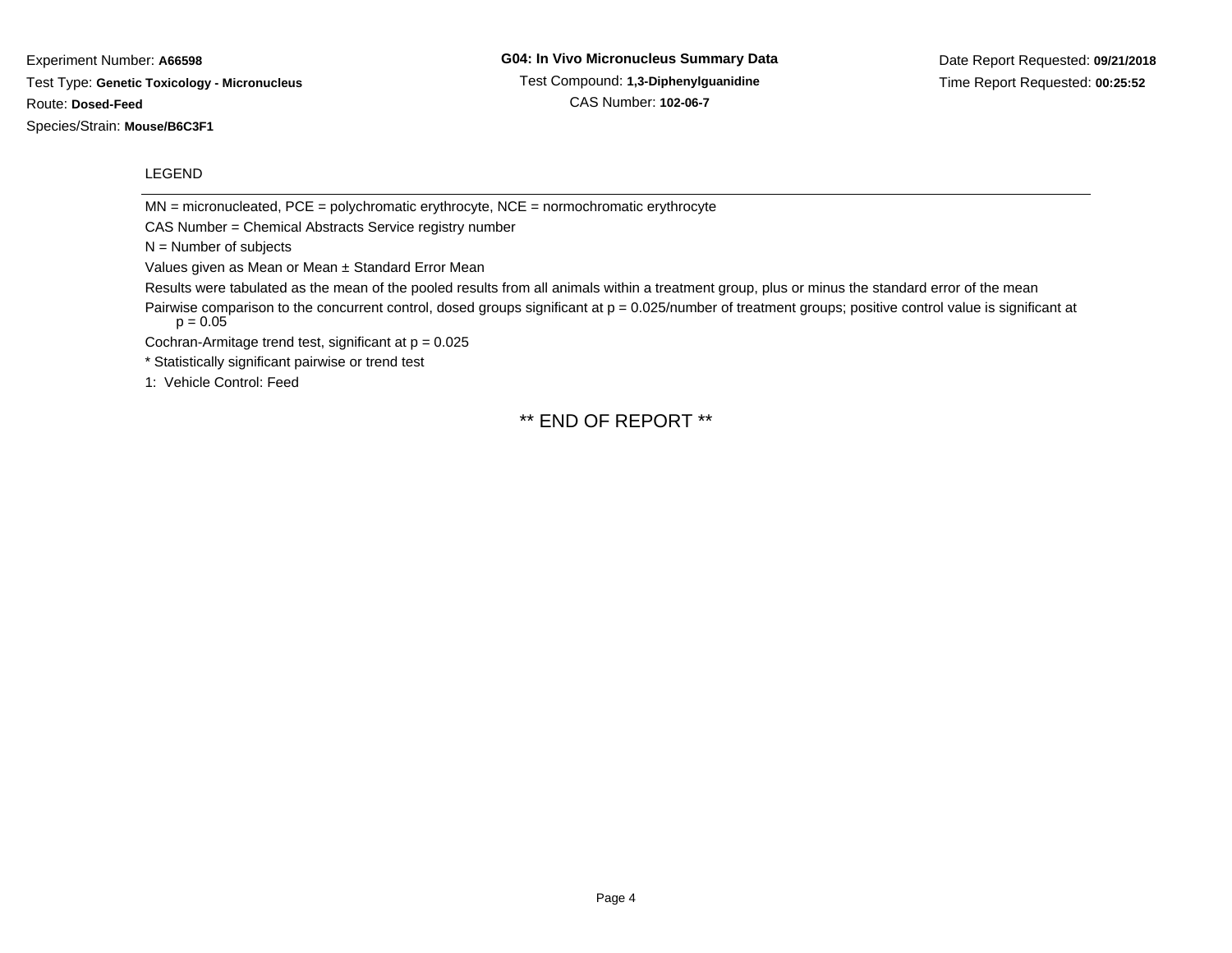Experiment Number: **A66598**

Test Type: **Genetic Toxicology - Micronucleus**

Route: **Dosed-Feed**

Species/Strain: **Mouse/B6C3F1**

**G04: In Vivo Micronucleus Summary Data**

Test Compound: **1,3-Diphenylguanidine**

CAS Number: **102-06-7**

Date Report Requested: **09/21/2018**

Time Report Requested: **00:25:52**

LEGEND

MN = micronucleated, PCE = polychromatic erythrocyte, NCE = normochromatic erythrocyte

CAS Number = Chemical Abstracts Service registry number

N = Number of subjects

Values given as Mean or Mean ± Standard Error Mean

Results were tabulated as the mean of the pooled results from all animals within a treatment group, plus or minus the standard error of the mean

Pairwise comparison to the concurrent control, dosed groups significant at $p = 0.025$/number of treatment groups; positive control value is significant at $p = 0.05$

Cochran-Armitage trend test, significant at $p = 0.025$

* Statistically significant pairwise or trend test

1: Vehicle Control: Feed

** END OF REPORT **